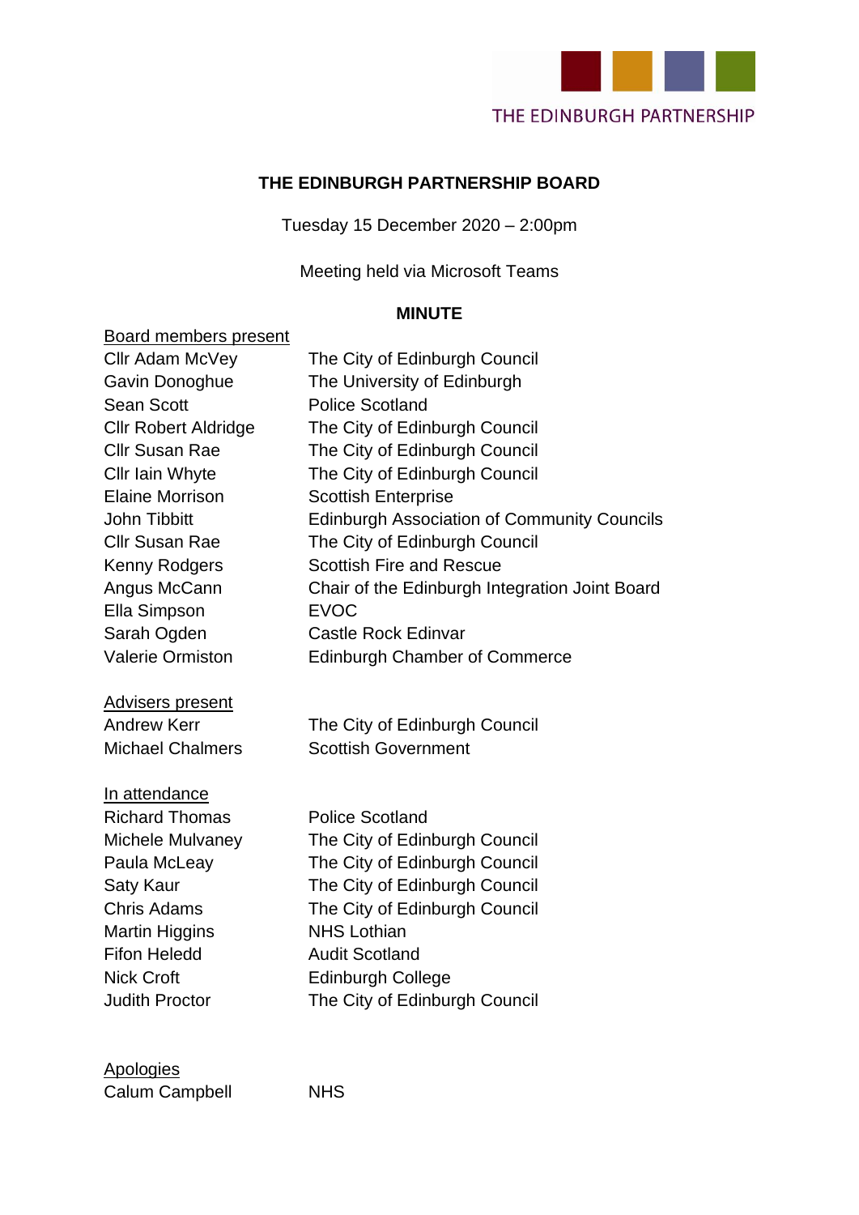THE EDINBURGH PARTNERSHIP

# THE EDINBURGH PARTNERSHIP BOARD

Tuesday 15 December 2020 – 2:00pm

Meeting held via Microsoft Teams

## MINUTE

Board members present

| | |
|---|---|
| Cllr Adam McVey | The City of Edinburgh Council |
| Gavin Donoghue | The University of Edinburgh |
| Sean Scott | Police Scotland |
| Cllr Robert Aldridge | The City of Edinburgh Council |
| Cllr Susan Rae | The City of Edinburgh Council |
| Cllr Iain Whyte | The City of Edinburgh Council |
| Elaine Morrison | Scottish Enterprise |
| John Tibbitt | Edinburgh Association of Community Councils |
| Cllr Susan Rae | The City of Edinburgh Council |
| Kenny Rodgers | Scottish Fire and Rescue |
| Angus McCann | Chair of the Edinburgh Integration Joint Board |
| Ella Simpson | EVOC |
| Sarah Ogden | Castle Rock Edinvar |
| Valerie Ormiston | Edinburgh Chamber of Commerce |

Advisers present

| | |
|---|---|
| Andrew Kerr | The City of Edinburgh Council |
| Michael Chalmers | Scottish Government |

In attendance

| | |
|---|---|
| Richard Thomas | Police Scotland |
| Michele Mulvaney | The City of Edinburgh Council |
| Paula McLeay | The City of Edinburgh Council |
| Saty Kaur | The City of Edinburgh Council |
| Chris Adams | The City of Edinburgh Council |
| Martin Higgins | NHS Lothian |
| Fifon Heledd | Audit Scotland |
| Nick Croft | Edinburgh College |
| Judith Proctor | The City of Edinburgh Council |

Apologies

| | |
|---|---|
| Calum Campbell | NHS |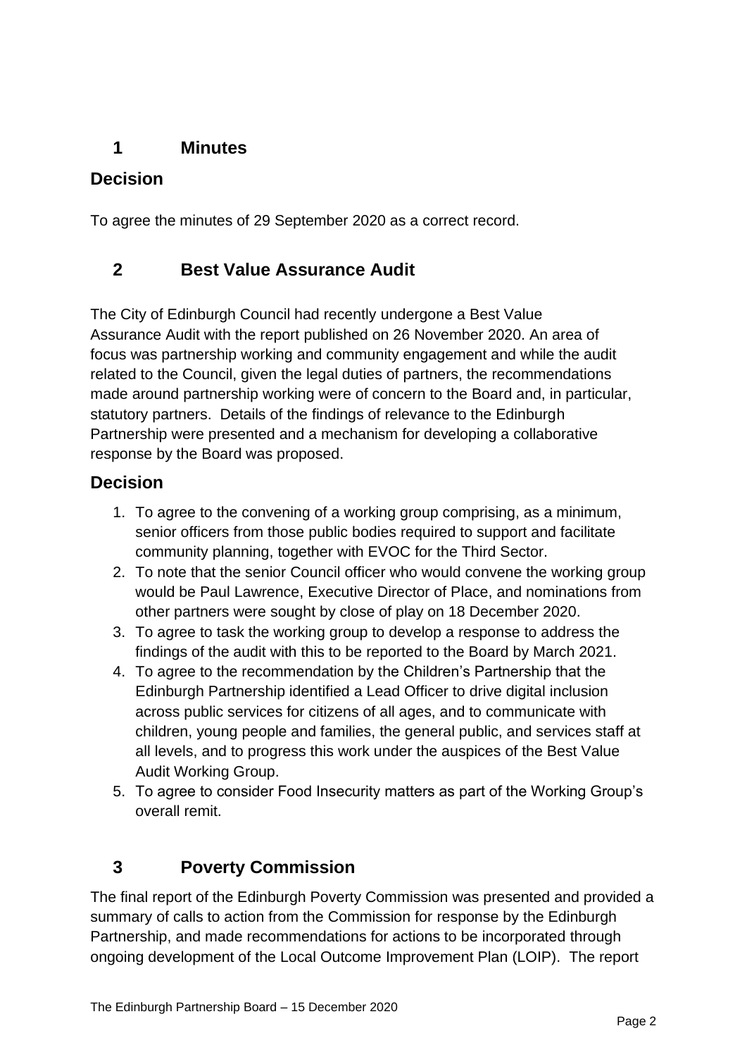## 1 Minutes

### Decision

To agree the minutes of 29 September 2020 as a correct record.

## 2 Best Value Assurance Audit

The City of Edinburgh Council had recently undergone a Best Value Assurance Audit with the report published on 26 November 2020. An area of focus was partnership working and community engagement and while the audit related to the Council, given the legal duties of partners, the recommendations made around partnership working were of concern to the Board and, in particular, statutory partners. Details of the findings of relevance to the Edinburgh Partnership were presented and a mechanism for developing a collaborative response by the Board was proposed.

### Decision

1. To agree to the convening of a working group comprising, as a minimum, senior officers from those public bodies required to support and facilitate community planning, together with EVOC for the Third Sector.
2. To note that the senior Council officer who would convene the working group would be Paul Lawrence, Executive Director of Place, and nominations from other partners were sought by close of play on 18 December 2020.
3. To agree to task the working group to develop a response to address the findings of the audit with this to be reported to the Board by March 2021.
4. To agree to the recommendation by the Children's Partnership that the Edinburgh Partnership identified a Lead Officer to drive digital inclusion across public services for citizens of all ages, and to communicate with children, young people and families, the general public, and services staff at all levels, and to progress this work under the auspices of the Best Value Audit Working Group.
5. To agree to consider Food Insecurity matters as part of the Working Group's overall remit.

## 3 Poverty Commission

The final report of the Edinburgh Poverty Commission was presented and provided a summary of calls to action from the Commission for response by the Edinburgh Partnership, and made recommendations for actions to be incorporated through ongoing development of the Local Outcome Improvement Plan (LOIP). The report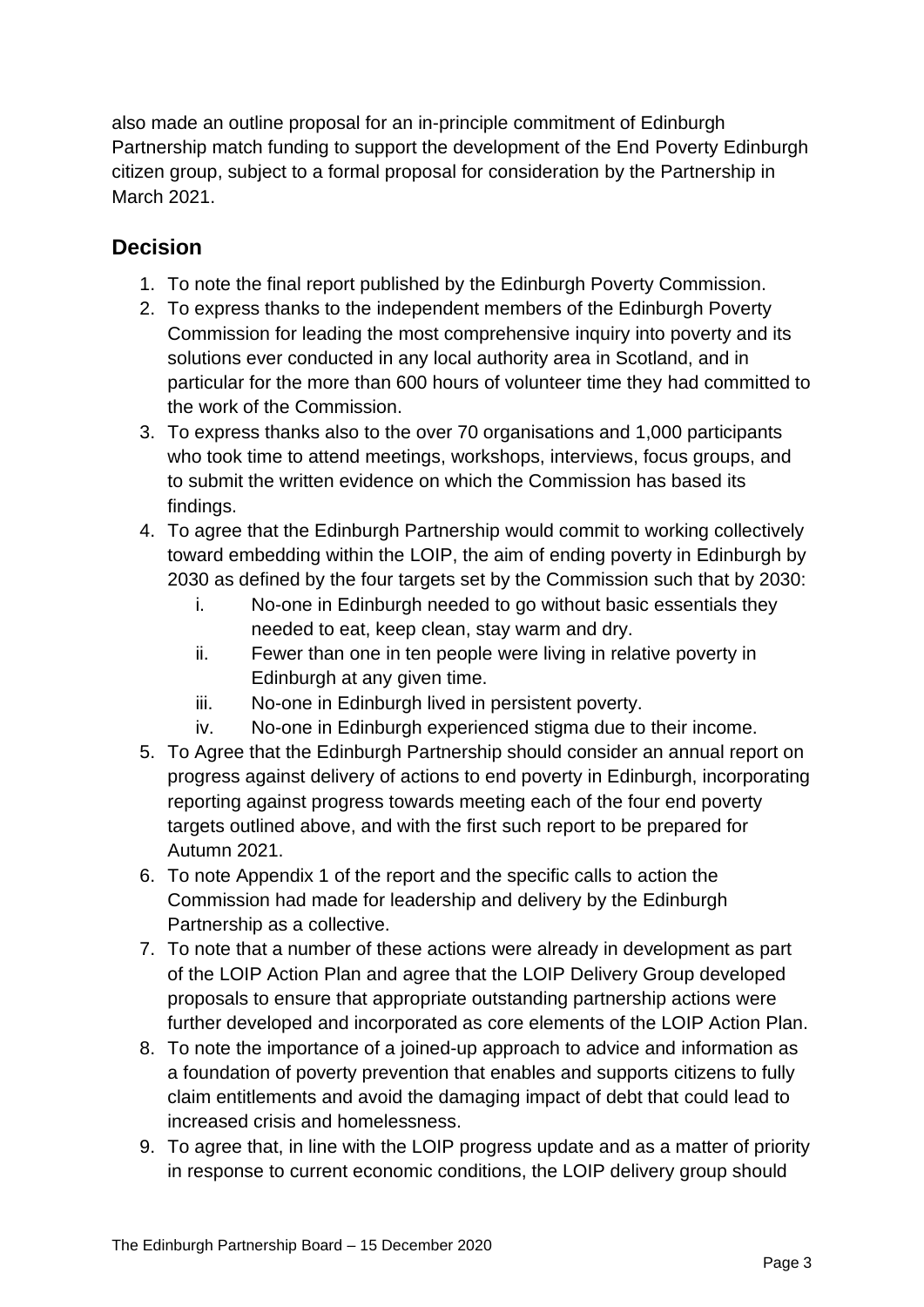also made an outline proposal for an in-principle commitment of Edinburgh Partnership match funding to support the development of the End Poverty Edinburgh citizen group, subject to a formal proposal for consideration by the Partnership in March 2021.

## Decision

1. To note the final report published by the Edinburgh Poverty Commission.
2. To express thanks to the independent members of the Edinburgh Poverty Commission for leading the most comprehensive inquiry into poverty and its solutions ever conducted in any local authority area in Scotland, and in particular for the more than 600 hours of volunteer time they had committed to the work of the Commission.
3. To express thanks also to the over 70 organisations and 1,000 participants who took time to attend meetings, workshops, interviews, focus groups, and to submit the written evidence on which the Commission has based its findings.
4. To agree that the Edinburgh Partnership would commit to working collectively toward embedding within the LOIP, the aim of ending poverty in Edinburgh by 2030 as defined by the four targets set by the Commission such that by 2030:
   i. No-one in Edinburgh needed to go without basic essentials they needed to eat, keep clean, stay warm and dry.
   ii. Fewer than one in ten people were living in relative poverty in Edinburgh at any given time.
   iii. No-one in Edinburgh lived in persistent poverty.
   iv. No-one in Edinburgh experienced stigma due to their income.
5. To Agree that the Edinburgh Partnership should consider an annual report on progress against delivery of actions to end poverty in Edinburgh, incorporating reporting against progress towards meeting each of the four end poverty targets outlined above, and with the first such report to be prepared for Autumn 2021.
6. To note Appendix 1 of the report and the specific calls to action the Commission had made for leadership and delivery by the Edinburgh Partnership as a collective.
7. To note that a number of these actions were already in development as part of the LOIP Action Plan and agree that the LOIP Delivery Group developed proposals to ensure that appropriate outstanding partnership actions were further developed and incorporated as core elements of the LOIP Action Plan.
8. To note the importance of a joined-up approach to advice and information as a foundation of poverty prevention that enables and supports citizens to fully claim entitlements and avoid the damaging impact of debt that could lead to increased crisis and homelessness.
9. To agree that, in line with the LOIP progress update and as a matter of priority in response to current economic conditions, the LOIP delivery group should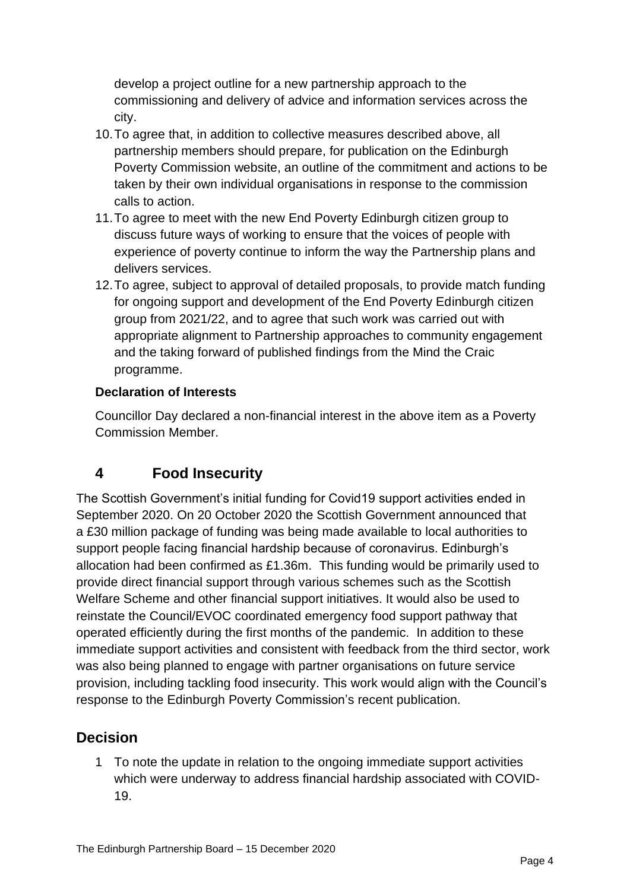develop a project outline for a new partnership approach to the commissioning and delivery of advice and information services across the city.

10. To agree that, in addition to collective measures described above, all partnership members should prepare, for publication on the Edinburgh Poverty Commission website, an outline of the commitment and actions to be taken by their own individual organisations in response to the commission calls to action.
11. To agree to meet with the new End Poverty Edinburgh citizen group to discuss future ways of working to ensure that the voices of people with experience of poverty continue to inform the way the Partnership plans and delivers services.
12. To agree, subject to approval of detailed proposals, to provide match funding for ongoing support and development of the End Poverty Edinburgh citizen group from 2021/22, and to agree that such work was carried out with appropriate alignment to Partnership approaches to community engagement and the taking forward of published findings from the Mind the Craic programme.

**Declaration of Interests**

Councillor Day declared a non-financial interest in the above item as a Poverty Commission Member.

## 4 Food Insecurity

The Scottish Government's initial funding for Covid19 support activities ended in September 2020. On 20 October 2020 the Scottish Government announced that a £30 million package of funding was being made available to local authorities to support people facing financial hardship because of coronavirus. Edinburgh's allocation had been confirmed as £1.36m. This funding would be primarily used to provide direct financial support through various schemes such as the Scottish Welfare Scheme and other financial support initiatives. It would also be used to reinstate the Council/EVOC coordinated emergency food support pathway that operated efficiently during the first months of the pandemic. In addition to these immediate support activities and consistent with feedback from the third sector, work was also being planned to engage with partner organisations on future service provision, including tackling food insecurity. This work would align with the Council's response to the Edinburgh Poverty Commission's recent publication.

## Decision

1. To note the update in relation to the ongoing immediate support activities which were underway to address financial hardship associated with COVID-19.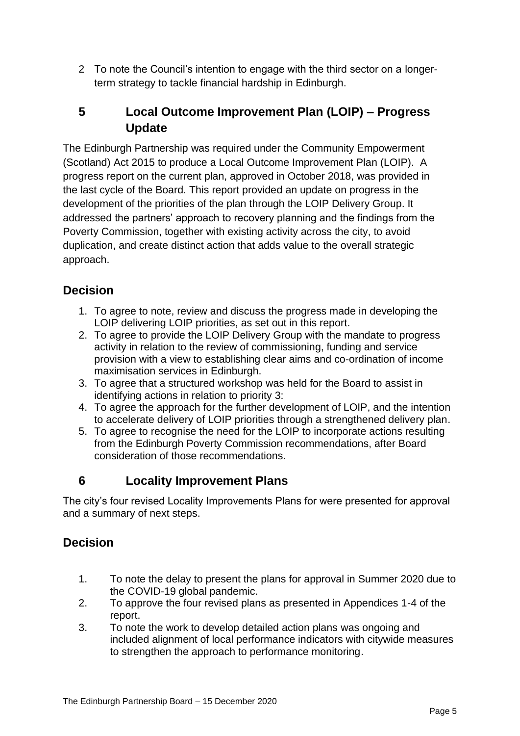2 To note the Council's intention to engage with the third sector on a longer-term strategy to tackle financial hardship in Edinburgh.

## 5 Local Outcome Improvement Plan (LOIP) – Progress Update

The Edinburgh Partnership was required under the Community Empowerment (Scotland) Act 2015 to produce a Local Outcome Improvement Plan (LOIP). A progress report on the current plan, approved in October 2018, was provided in the last cycle of the Board. This report provided an update on progress in the development of the priorities of the plan through the LOIP Delivery Group. It addressed the partners' approach to recovery planning and the findings from the Poverty Commission, together with existing activity across the city, to avoid duplication, and create distinct action that adds value to the overall strategic approach.

### Decision

1. To agree to note, review and discuss the progress made in developing the LOIP delivering LOIP priorities, as set out in this report.
2. To agree to provide the LOIP Delivery Group with the mandate to progress activity in relation to the review of commissioning, funding and service provision with a view to establishing clear aims and co-ordination of income maximisation services in Edinburgh.
3. To agree that a structured workshop was held for the Board to assist in identifying actions in relation to priority 3:
4. To agree the approach for the further development of LOIP, and the intention to accelerate delivery of LOIP priorities through a strengthened delivery plan.
5. To agree to recognise the need for the LOIP to incorporate actions resulting from the Edinburgh Poverty Commission recommendations, after Board consideration of those recommendations.

## 6 Locality Improvement Plans

The city's four revised Locality Improvements Plans for were presented for approval and a summary of next steps.

### Decision

1. To note the delay to present the plans for approval in Summer 2020 due to the COVID-19 global pandemic.
2. To approve the four revised plans as presented in Appendices 1-4 of the report.
3. To note the work to develop detailed action plans was ongoing and included alignment of local performance indicators with citywide measures to strengthen the approach to performance monitoring.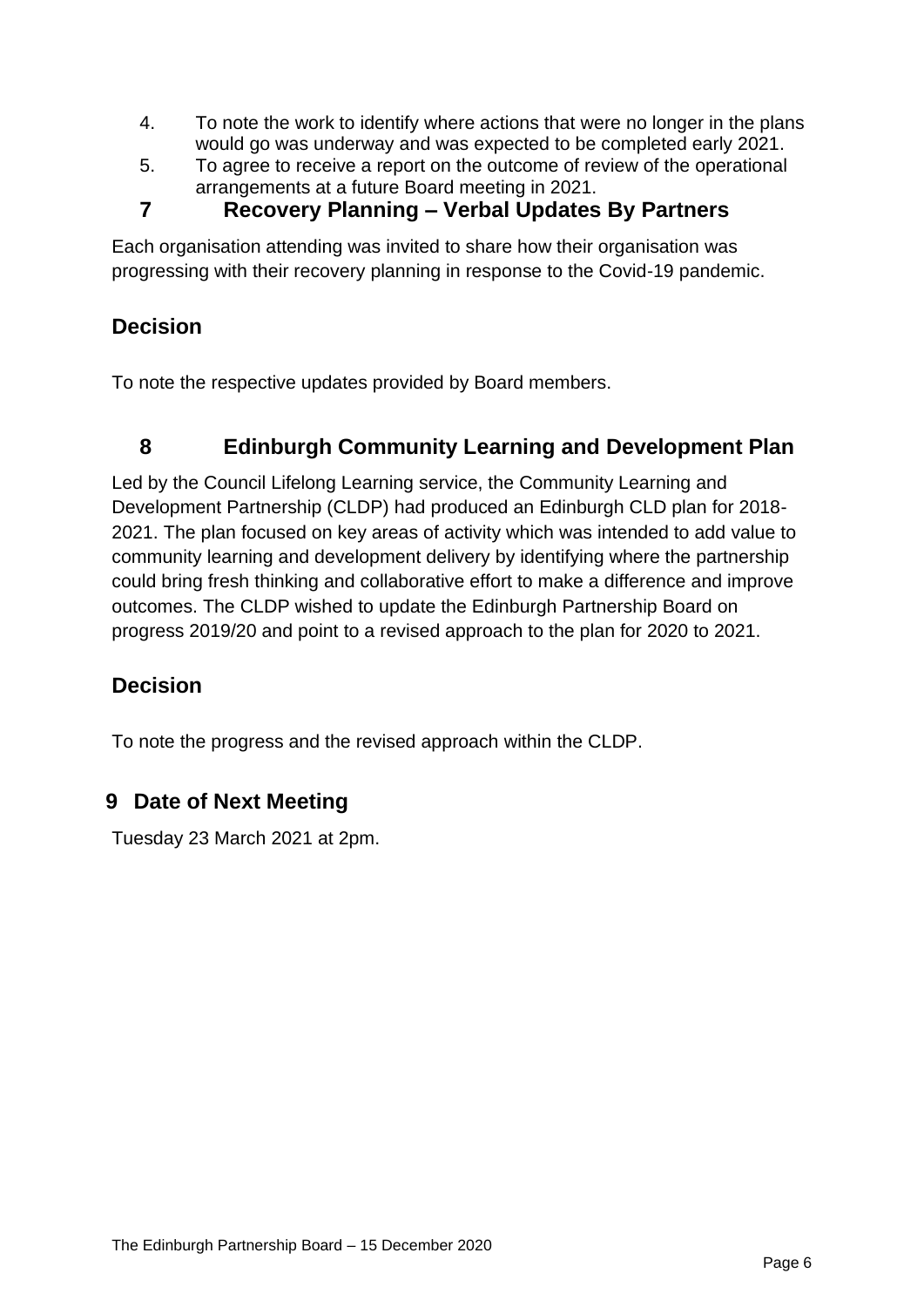4. To note the work to identify where actions that were no longer in the plans would go was underway and was expected to be completed early 2021.
5. To agree to receive a report on the outcome of review of the operational arrangements at a future Board meeting in 2021.

## 7 Recovery Planning – Verbal Updates By Partners

Each organisation attending was invited to share how their organisation was progressing with their recovery planning in response to the Covid-19 pandemic.

### Decision

To note the respective updates provided by Board members.

## 8 Edinburgh Community Learning and Development Plan

Led by the Council Lifelong Learning service, the Community Learning and Development Partnership (CLDP) had produced an Edinburgh CLD plan for 2018-2021. The plan focused on key areas of activity which was intended to add value to community learning and development delivery by identifying where the partnership could bring fresh thinking and collaborative effort to make a difference and improve outcomes. The CLDP wished to update the Edinburgh Partnership Board on progress 2019/20 and point to a revised approach to the plan for 2020 to 2021.

### Decision

To note the progress and the revised approach within the CLDP.

## 9 Date of Next Meeting

Tuesday 23 March 2021 at 2pm.